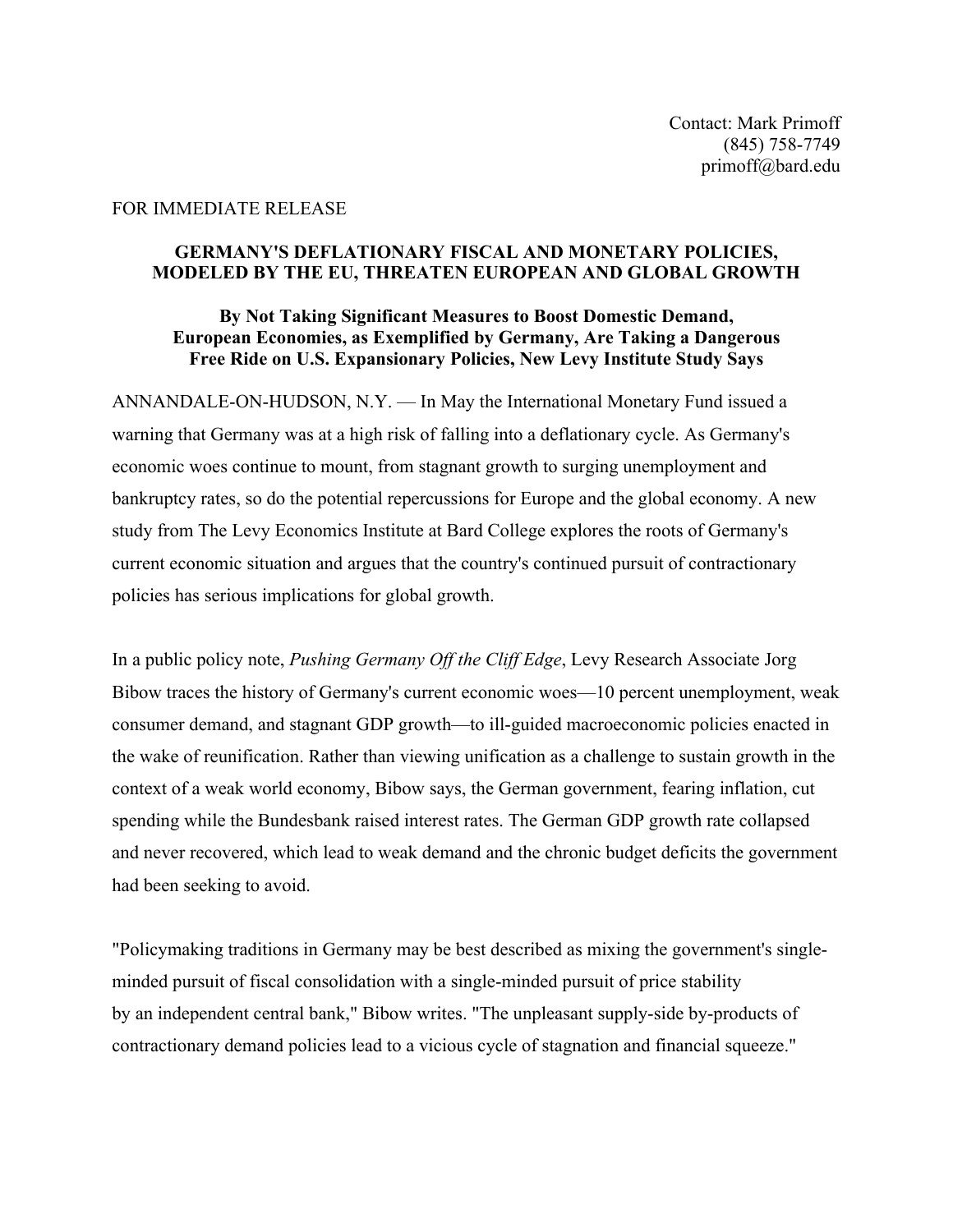Contact: Mark Primoff
(845) 758-7749
primoff@bard.edu

FOR IMMEDIATE RELEASE

## GERMANY'S DEFLATIONARY FISCAL AND MONETARY POLICIES, MODELED BY THE EU, THREATEN EUROPEAN AND GLOBAL GROWTH

### By Not Taking Significant Measures to Boost Domestic Demand, European Economies, as Exemplified by Germany, Are Taking a Dangerous Free Ride on U.S. Expansionary Policies, New Levy Institute Study Says

ANNANDALE-ON-HUDSON, N.Y. — In May the International Monetary Fund issued a warning that Germany was at a high risk of falling into a deflationary cycle. As Germany's economic woes continue to mount, from stagnant growth to surging unemployment and bankruptcy rates, so do the potential repercussions for Europe and the global economy. A new study from The Levy Economics Institute at Bard College explores the roots of Germany's current economic situation and argues that the country's continued pursuit of contractionary policies has serious implications for global growth.

In a public policy note, *Pushing Germany Off the Cliff Edge*, Levy Research Associate Jorg Bibow traces the history of Germany's current economic woes—10 percent unemployment, weak consumer demand, and stagnant GDP growth—to ill-guided macroeconomic policies enacted in the wake of reunification. Rather than viewing unification as a challenge to sustain growth in the context of a weak world economy, Bibow says, the German government, fearing inflation, cut spending while the Bundesbank raised interest rates. The German GDP growth rate collapsed and never recovered, which lead to weak demand and the chronic budget deficits the government had been seeking to avoid.

"Policymaking traditions in Germany may be best described as mixing the government's single-minded pursuit of fiscal consolidation with a single-minded pursuit of price stability by an independent central bank," Bibow writes. "The unpleasant supply-side by-products of contractionary demand policies lead to a vicious cycle of stagnation and financial squeeze."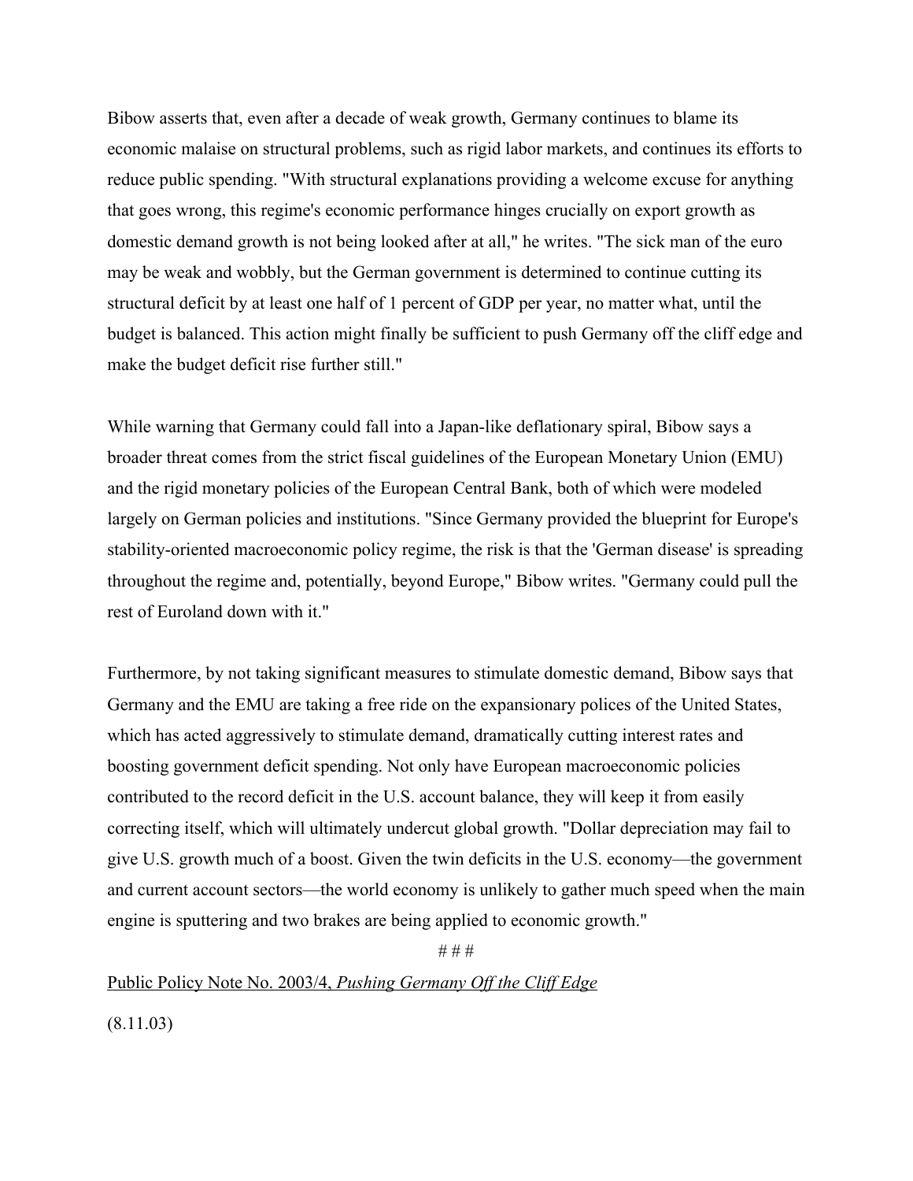Bibow asserts that, even after a decade of weak growth, Germany continues to blame its economic malaise on structural problems, such as rigid labor markets, and continues its efforts to reduce public spending. "With structural explanations providing a welcome excuse for anything that goes wrong, this regime's economic performance hinges crucially on export growth as domestic demand growth is not being looked after at all," he writes. "The sick man of the euro may be weak and wobbly, but the German government is determined to continue cutting its structural deficit by at least one half of 1 percent of GDP per year, no matter what, until the budget is balanced. This action might finally be sufficient to push Germany off the cliff edge and make the budget deficit rise further still."

While warning that Germany could fall into a Japan-like deflationary spiral, Bibow says a broader threat comes from the strict fiscal guidelines of the European Monetary Union (EMU) and the rigid monetary policies of the European Central Bank, both of which were modeled largely on German policies and institutions. "Since Germany provided the blueprint for Europe's stability-oriented macroeconomic policy regime, the risk is that the 'German disease' is spreading throughout the regime and, potentially, beyond Europe," Bibow writes. "Germany could pull the rest of Euroland down with it."

Furthermore, by not taking significant measures to stimulate domestic demand, Bibow says that Germany and the EMU are taking a free ride on the expansionary polices of the United States, which has acted aggressively to stimulate demand, dramatically cutting interest rates and boosting government deficit spending. Not only have European macroeconomic policies contributed to the record deficit in the U.S. account balance, they will keep it from easily correcting itself, which will ultimately undercut global growth. "Dollar depreciation may fail to give U.S. growth much of a boost. Given the twin deficits in the U.S. economy—the government and current account sectors—the world economy is unlikely to gather much speed when the main engine is sputtering and two brakes are being applied to economic growth."

# # #

Public Policy Note No. 2003/4, *Pushing Germany Off the Cliff Edge*

(8.11.03)